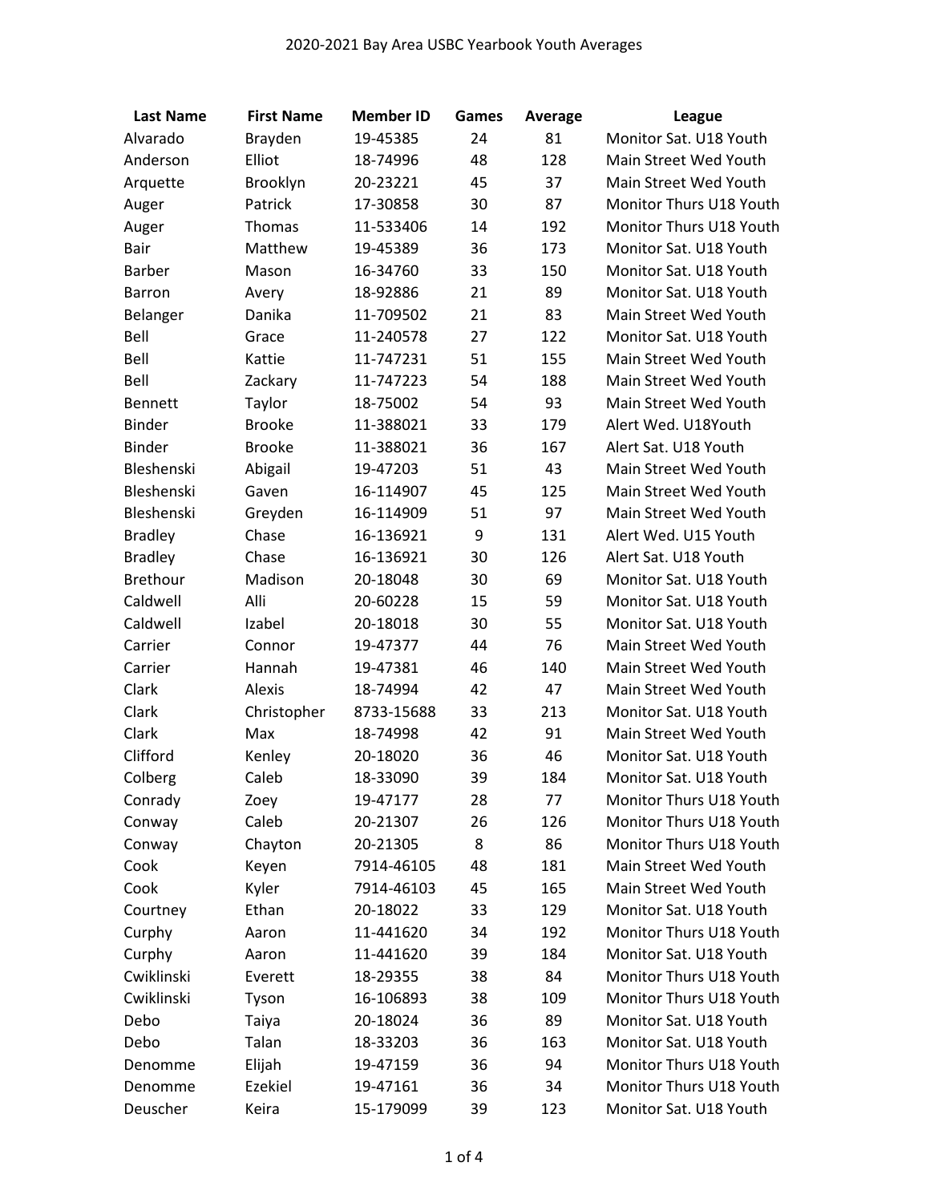# 2020-2021 Bay Area USBC Yearbook Youth Averages

| Last Name | First Name | Member ID | Games | Average | League |
| --- | --- | --- | --- | --- | --- |
| Alvarado | Brayden | 19-45385 | 24 | 81 | Monitor Sat. U18 Youth |
| Anderson | Elliot | 18-74996 | 48 | 128 | Main Street Wed Youth |
| Arquette | Brooklyn | 20-23221 | 45 | 37 | Main Street Wed Youth |
| Auger | Patrick | 17-30858 | 30 | 87 | Monitor Thurs U18 Youth |
| Auger | Thomas | 11-533406 | 14 | 192 | Monitor Thurs U18 Youth |
| Bair | Matthew | 19-45389 | 36 | 173 | Monitor Sat. U18 Youth |
| Barber | Mason | 16-34760 | 33 | 150 | Monitor Sat. U18 Youth |
| Barron | Avery | 18-92886 | 21 | 89 | Monitor Sat. U18 Youth |
| Belanger | Danika | 11-709502 | 21 | 83 | Main Street Wed Youth |
| Bell | Grace | 11-240578 | 27 | 122 | Monitor Sat. U18 Youth |
| Bell | Kattie | 11-747231 | 51 | 155 | Main Street Wed Youth |
| Bell | Zackary | 11-747223 | 54 | 188 | Main Street Wed Youth |
| Bennett | Taylor | 18-75002 | 54 | 93 | Main Street Wed Youth |
| Binder | Brooke | 11-388021 | 33 | 179 | Alert Wed. U18Youth |
| Binder | Brooke | 11-388021 | 36 | 167 | Alert Sat. U18 Youth |
| Bleshenski | Abigail | 19-47203 | 51 | 43 | Main Street Wed Youth |
| Bleshenski | Gaven | 16-114907 | 45 | 125 | Main Street Wed Youth |
| Bleshenski | Greyden | 16-114909 | 51 | 97 | Main Street Wed Youth |
| Bradley | Chase | 16-136921 | 9 | 131 | Alert Wed. U15 Youth |
| Bradley | Chase | 16-136921 | 30 | 126 | Alert Sat. U18 Youth |
| Brethour | Madison | 20-18048 | 30 | 69 | Monitor Sat. U18 Youth |
| Caldwell | Alli | 20-60228 | 15 | 59 | Monitor Sat. U18 Youth |
| Caldwell | Izabel | 20-18018 | 30 | 55 | Monitor Sat. U18 Youth |
| Carrier | Connor | 19-47377 | 44 | 76 | Main Street Wed Youth |
| Carrier | Hannah | 19-47381 | 46 | 140 | Main Street Wed Youth |
| Clark | Alexis | 18-74994 | 42 | 47 | Main Street Wed Youth |
| Clark | Christopher | 8733-15688 | 33 | 213 | Monitor Sat. U18 Youth |
| Clark | Max | 18-74998 | 42 | 91 | Main Street Wed Youth |
| Clifford | Kenley | 20-18020 | 36 | 46 | Monitor Sat. U18 Youth |
| Colberg | Caleb | 18-33090 | 39 | 184 | Monitor Sat. U18 Youth |
| Conrady | Zoey | 19-47177 | 28 | 77 | Monitor Thurs U18 Youth |
| Conway | Caleb | 20-21307 | 26 | 126 | Monitor Thurs U18 Youth |
| Conway | Chayton | 20-21305 | 8 | 86 | Monitor Thurs U18 Youth |
| Cook | Keyen | 7914-46105 | 48 | 181 | Main Street Wed Youth |
| Cook | Kyler | 7914-46103 | 45 | 165 | Main Street Wed Youth |
| Courtney | Ethan | 20-18022 | 33 | 129 | Monitor Sat. U18 Youth |
| Curphy | Aaron | 11-441620 | 34 | 192 | Monitor Thurs U18 Youth |
| Curphy | Aaron | 11-441620 | 39 | 184 | Monitor Sat. U18 Youth |
| Cwiklinski | Everett | 18-29355 | 38 | 84 | Monitor Thurs U18 Youth |
| Cwiklinski | Tyson | 16-106893 | 38 | 109 | Monitor Thurs U18 Youth |
| Debo | Taiya | 20-18024 | 36 | 89 | Monitor Sat. U18 Youth |
| Debo | Talan | 18-33203 | 36 | 163 | Monitor Sat. U18 Youth |
| Denomme | Elijah | 19-47159 | 36 | 94 | Monitor Thurs U18 Youth |
| Denomme | Ezekiel | 19-47161 | 36 | 34 | Monitor Thurs U18 Youth |
| Deuscher | Keira | 15-179099 | 39 | 123 | Monitor Sat. U18 Youth |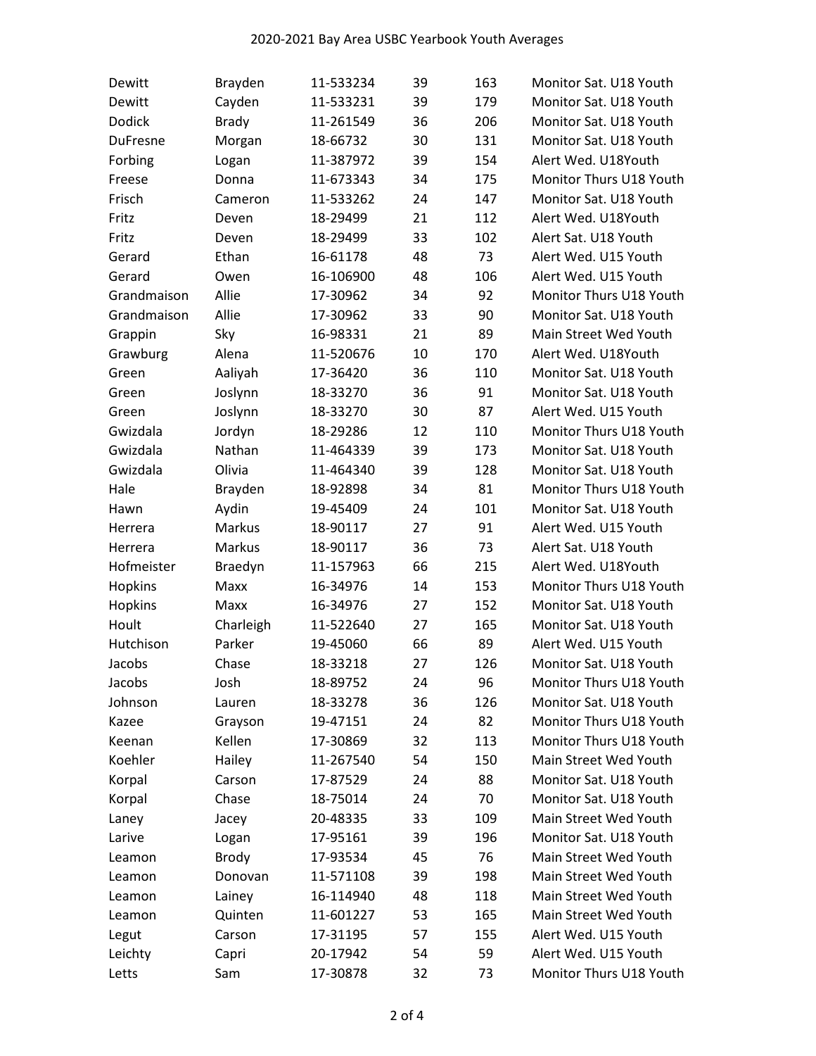| | | | | | |
|---|---|---|---|---|---|
| Dewitt | Brayden | 11-533234 | 39 | 163 | Monitor Sat. U18 Youth |
| Dewitt | Cayden | 11-533231 | 39 | 179 | Monitor Sat. U18 Youth |
| Dodick | Brady | 11-261549 | 36 | 206 | Monitor Sat. U18 Youth |
| DuFresne | Morgan | 18-66732 | 30 | 131 | Monitor Sat. U18 Youth |
| Forbing | Logan | 11-387972 | 39 | 154 | Alert Wed. U18Youth |
| Freese | Donna | 11-673343 | 34 | 175 | Monitor Thurs U18 Youth |
| Frisch | Cameron | 11-533262 | 24 | 147 | Monitor Sat. U18 Youth |
| Fritz | Deven | 18-29499 | 21 | 112 | Alert Wed. U18Youth |
| Fritz | Deven | 18-29499 | 33 | 102 | Alert Sat. U18 Youth |
| Gerard | Ethan | 16-61178 | 48 | 73 | Alert Wed. U15 Youth |
| Gerard | Owen | 16-106900 | 48 | 106 | Alert Wed. U15 Youth |
| Grandmaison | Allie | 17-30962 | 34 | 92 | Monitor Thurs U18 Youth |
| Grandmaison | Allie | 17-30962 | 33 | 90 | Monitor Sat. U18 Youth |
| Grappin | Sky | 16-98331 | 21 | 89 | Main Street Wed Youth |
| Grawburg | Alena | 11-520676 | 10 | 170 | Alert Wed. U18Youth |
| Green | Aaliyah | 17-36420 | 36 | 110 | Monitor Sat. U18 Youth |
| Green | Joslynn | 18-33270 | 36 | 91 | Monitor Sat. U18 Youth |
| Green | Joslynn | 18-33270 | 30 | 87 | Alert Wed. U15 Youth |
| Gwizdala | Jordyn | 18-29286 | 12 | 110 | Monitor Thurs U18 Youth |
| Gwizdala | Nathan | 11-464339 | 39 | 173 | Monitor Sat. U18 Youth |
| Gwizdala | Olivia | 11-464340 | 39 | 128 | Monitor Sat. U18 Youth |
| Hale | Brayden | 18-92898 | 34 | 81 | Monitor Thurs U18 Youth |
| Hawn | Aydin | 19-45409 | 24 | 101 | Monitor Sat. U18 Youth |
| Herrera | Markus | 18-90117 | 27 | 91 | Alert Wed. U15 Youth |
| Herrera | Markus | 18-90117 | 36 | 73 | Alert Sat. U18 Youth |
| Hofmeister | Braedyn | 11-157963 | 66 | 215 | Alert Wed. U18Youth |
| Hopkins | Maxx | 16-34976 | 14 | 153 | Monitor Thurs U18 Youth |
| Hopkins | Maxx | 16-34976 | 27 | 152 | Monitor Sat. U18 Youth |
| Hoult | Charleigh | 11-522640 | 27 | 165 | Monitor Sat. U18 Youth |
| Hutchison | Parker | 19-45060 | 66 | 89 | Alert Wed. U15 Youth |
| Jacobs | Chase | 18-33218 | 27 | 126 | Monitor Sat. U18 Youth |
| Jacobs | Josh | 18-89752 | 24 | 96 | Monitor Thurs U18 Youth |
| Johnson | Lauren | 18-33278 | 36 | 126 | Monitor Sat. U18 Youth |
| Kazee | Grayson | 19-47151 | 24 | 82 | Monitor Thurs U18 Youth |
| Keenan | Kellen | 17-30869 | 32 | 113 | Monitor Thurs U18 Youth |
| Koehler | Hailey | 11-267540 | 54 | 150 | Main Street Wed Youth |
| Korpal | Carson | 17-87529 | 24 | 88 | Monitor Sat. U18 Youth |
| Korpal | Chase | 18-75014 | 24 | 70 | Monitor Sat. U18 Youth |
| Laney | Jacey | 20-48335 | 33 | 109 | Main Street Wed Youth |
| Larive | Logan | 17-95161 | 39 | 196 | Monitor Sat. U18 Youth |
| Leamon | Brody | 17-93534 | 45 | 76 | Main Street Wed Youth |
| Leamon | Donovan | 11-571108 | 39 | 198 | Main Street Wed Youth |
| Leamon | Lainey | 16-114940 | 48 | 118 | Main Street Wed Youth |
| Leamon | Quinten | 11-601227 | 53 | 165 | Main Street Wed Youth |
| Legut | Carson | 17-31195 | 57 | 155 | Alert Wed. U15 Youth |
| Leichty | Capri | 20-17942 | 54 | 59 | Alert Wed. U15 Youth |
| Letts | Sam | 17-30878 | 32 | 73 | Monitor Thurs U18 Youth |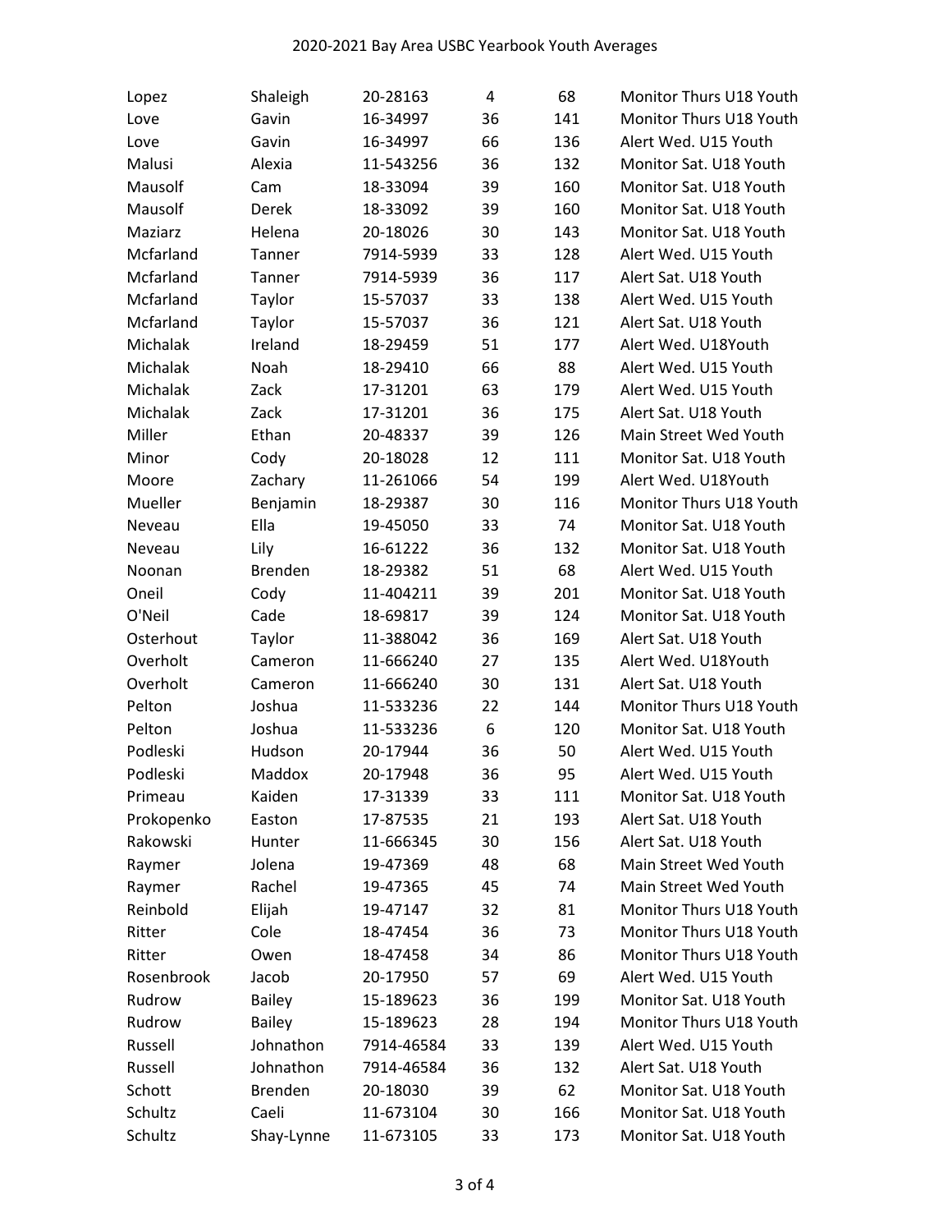| | | | | | |
|---|---|---|---|---|---|
| Lopez | Shaleigh | 20-28163 | 4 | 68 | Monitor Thurs U18 Youth |
| Love | Gavin | 16-34997 | 36 | 141 | Monitor Thurs U18 Youth |
| Love | Gavin | 16-34997 | 66 | 136 | Alert Wed. U15 Youth |
| Malusi | Alexia | 11-543256 | 36 | 132 | Monitor Sat. U18 Youth |
| Mausolf | Cam | 18-33094 | 39 | 160 | Monitor Sat. U18 Youth |
| Mausolf | Derek | 18-33092 | 39 | 160 | Monitor Sat. U18 Youth |
| Maziarz | Helena | 20-18026 | 30 | 143 | Monitor Sat. U18 Youth |
| Mcfarland | Tanner | 7914-5939 | 33 | 128 | Alert Wed. U15 Youth |
| Mcfarland | Tanner | 7914-5939 | 36 | 117 | Alert Sat. U18 Youth |
| Mcfarland | Taylor | 15-57037 | 33 | 138 | Alert Wed. U15 Youth |
| Mcfarland | Taylor | 15-57037 | 36 | 121 | Alert Sat. U18 Youth |
| Michalak | Ireland | 18-29459 | 51 | 177 | Alert Wed. U18Youth |
| Michalak | Noah | 18-29410 | 66 | 88 | Alert Wed. U15 Youth |
| Michalak | Zack | 17-31201 | 63 | 179 | Alert Wed. U15 Youth |
| Michalak | Zack | 17-31201 | 36 | 175 | Alert Sat. U18 Youth |
| Miller | Ethan | 20-48337 | 39 | 126 | Main Street Wed Youth |
| Minor | Cody | 20-18028 | 12 | 111 | Monitor Sat. U18 Youth |
| Moore | Zachary | 11-261066 | 54 | 199 | Alert Wed. U18Youth |
| Mueller | Benjamin | 18-29387 | 30 | 116 | Monitor Thurs U18 Youth |
| Neveau | Ella | 19-45050 | 33 | 74 | Monitor Sat. U18 Youth |
| Neveau | Lily | 16-61222 | 36 | 132 | Monitor Sat. U18 Youth |
| Noonan | Brenden | 18-29382 | 51 | 68 | Alert Wed. U15 Youth |
| Oneil | Cody | 11-404211 | 39 | 201 | Monitor Sat. U18 Youth |
| O'Neil | Cade | 18-69817 | 39 | 124 | Monitor Sat. U18 Youth |
| Osterhout | Taylor | 11-388042 | 36 | 169 | Alert Sat. U18 Youth |
| Overholt | Cameron | 11-666240 | 27 | 135 | Alert Wed. U18Youth |
| Overholt | Cameron | 11-666240 | 30 | 131 | Alert Sat. U18 Youth |
| Pelton | Joshua | 11-533236 | 22 | 144 | Monitor Thurs U18 Youth |
| Pelton | Joshua | 11-533236 | 6 | 120 | Monitor Sat. U18 Youth |
| Podleski | Hudson | 20-17944 | 36 | 50 | Alert Wed. U15 Youth |
| Podleski | Maddox | 20-17948 | 36 | 95 | Alert Wed. U15 Youth |
| Primeau | Kaiden | 17-31339 | 33 | 111 | Monitor Sat. U18 Youth |
| Prokopenko | Easton | 17-87535 | 21 | 193 | Alert Sat. U18 Youth |
| Rakowski | Hunter | 11-666345 | 30 | 156 | Alert Sat. U18 Youth |
| Raymer | Jolena | 19-47369 | 48 | 68 | Main Street Wed Youth |
| Raymer | Rachel | 19-47365 | 45 | 74 | Main Street Wed Youth |
| Reinbold | Elijah | 19-47147 | 32 | 81 | Monitor Thurs U18 Youth |
| Ritter | Cole | 18-47454 | 36 | 73 | Monitor Thurs U18 Youth |
| Ritter | Owen | 18-47458 | 34 | 86 | Monitor Thurs U18 Youth |
| Rosenbrook | Jacob | 20-17950 | 57 | 69 | Alert Wed. U15 Youth |
| Rudrow | Bailey | 15-189623 | 36 | 199 | Monitor Sat. U18 Youth |
| Rudrow | Bailey | 15-189623 | 28 | 194 | Monitor Thurs U18 Youth |
| Russell | Johnathon | 7914-46584 | 33 | 139 | Alert Wed. U15 Youth |
| Russell | Johnathon | 7914-46584 | 36 | 132 | Alert Sat. U18 Youth |
| Schott | Brenden | 20-18030 | 39 | 62 | Monitor Sat. U18 Youth |
| Schultz | Caeli | 11-673104 | 30 | 166 | Monitor Sat. U18 Youth |
| Schultz | Shay-Lynne | 11-673105 | 33 | 173 | Monitor Sat. U18 Youth |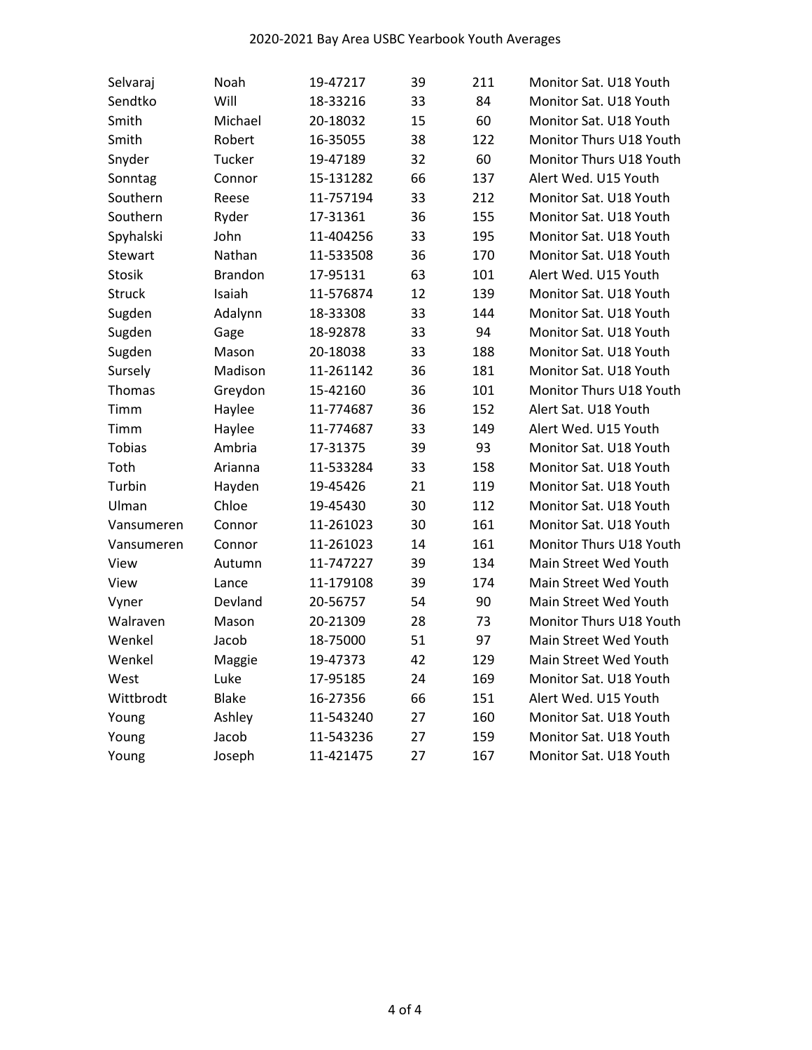| | | | | | |
|---|---|---|---|---|---|
| Selvaraj | Noah | 19-47217 | 39 | 211 | Monitor Sat. U18 Youth |
| Sendtko | Will | 18-33216 | 33 | 84 | Monitor Sat. U18 Youth |
| Smith | Michael | 20-18032 | 15 | 60 | Monitor Sat. U18 Youth |
| Smith | Robert | 16-35055 | 38 | 122 | Monitor Thurs U18 Youth |
| Snyder | Tucker | 19-47189 | 32 | 60 | Monitor Thurs U18 Youth |
| Sonntag | Connor | 15-131282 | 66 | 137 | Alert Wed. U15 Youth |
| Southern | Reese | 11-757194 | 33 | 212 | Monitor Sat. U18 Youth |
| Southern | Ryder | 17-31361 | 36 | 155 | Monitor Sat. U18 Youth |
| Spyhalski | John | 11-404256 | 33 | 195 | Monitor Sat. U18 Youth |
| Stewart | Nathan | 11-533508 | 36 | 170 | Monitor Sat. U18 Youth |
| Stosik | Brandon | 17-95131 | 63 | 101 | Alert Wed. U15 Youth |
| Struck | Isaiah | 11-576874 | 12 | 139 | Monitor Sat. U18 Youth |
| Sugden | Adalynn | 18-33308 | 33 | 144 | Monitor Sat. U18 Youth |
| Sugden | Gage | 18-92878 | 33 | 94 | Monitor Sat. U18 Youth |
| Sugden | Mason | 20-18038 | 33 | 188 | Monitor Sat. U18 Youth |
| Sursely | Madison | 11-261142 | 36 | 181 | Monitor Sat. U18 Youth |
| Thomas | Greydon | 15-42160 | 36 | 101 | Monitor Thurs U18 Youth |
| Timm | Haylee | 11-774687 | 36 | 152 | Alert Sat. U18 Youth |
| Timm | Haylee | 11-774687 | 33 | 149 | Alert Wed. U15 Youth |
| Tobias | Ambria | 17-31375 | 39 | 93 | Monitor Sat. U18 Youth |
| Toth | Arianna | 11-533284 | 33 | 158 | Monitor Sat. U18 Youth |
| Turbin | Hayden | 19-45426 | 21 | 119 | Monitor Sat. U18 Youth |
| Ulman | Chloe | 19-45430 | 30 | 112 | Monitor Sat. U18 Youth |
| Vansumeren | Connor | 11-261023 | 30 | 161 | Monitor Sat. U18 Youth |
| Vansumeren | Connor | 11-261023 | 14 | 161 | Monitor Thurs U18 Youth |
| View | Autumn | 11-747227 | 39 | 134 | Main Street Wed Youth |
| View | Lance | 11-179108 | 39 | 174 | Main Street Wed Youth |
| Vyner | Devland | 20-56757 | 54 | 90 | Main Street Wed Youth |
| Walraven | Mason | 20-21309 | 28 | 73 | Monitor Thurs U18 Youth |
| Wenkel | Jacob | 18-75000 | 51 | 97 | Main Street Wed Youth |
| Wenkel | Maggie | 19-47373 | 42 | 129 | Main Street Wed Youth |
| West | Luke | 17-95185 | 24 | 169 | Monitor Sat. U18 Youth |
| Wittbrodt | Blake | 16-27356 | 66 | 151 | Alert Wed. U15 Youth |
| Young | Ashley | 11-543240 | 27 | 160 | Monitor Sat. U18 Youth |
| Young | Jacob | 11-543236 | 27 | 159 | Monitor Sat. U18 Youth |
| Young | Joseph | 11-421475 | 27 | 167 | Monitor Sat. U18 Youth |